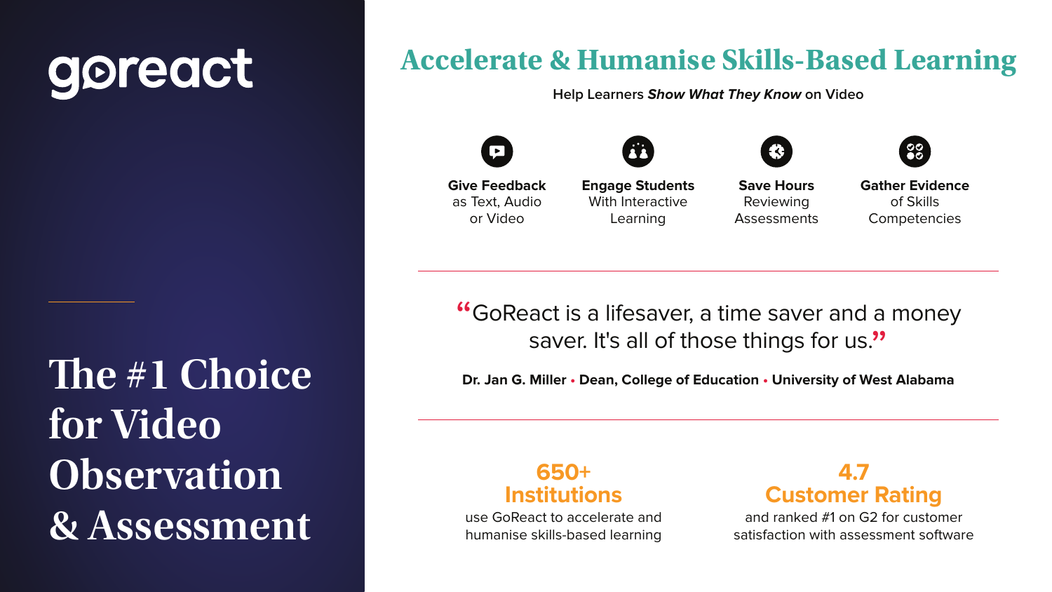goreact

# The #1 Choice for Video Observation & Assessment

## Accelerate & Humanise Skills-Based Learning

Help Learners ***Show What They Know*** on Video

**Give Feedback**
as Text, Audio or Video

**Engage Students**
With Interactive Learning

**Save Hours**
Reviewing Assessments

**Gather Evidence**
of Skills Competencies

---

> "GoReact is a lifesaver, a time saver and a money saver. It's all of those things for us."

**Dr. Jan G. Miller • Dean, College of Education • University of West Alabama**

---

**650+ Institutions**
use GoReact to accelerate and humanise skills-based learning

**4.7 Customer Rating**
and ranked #1 on G2 for customer satisfaction with assessment software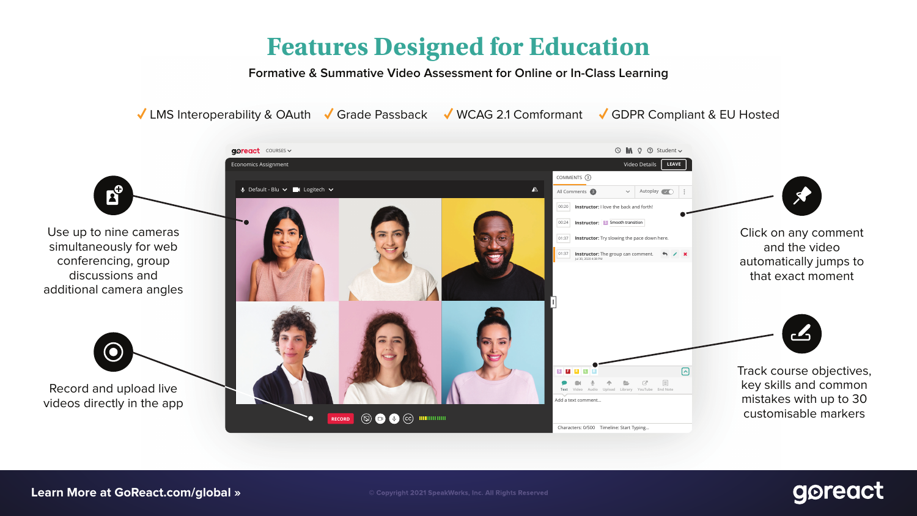# Features Designed for Education

**Formative & Summative Video Assessment for Online or In-Class Learning**

✓ LMS Interoperability & OAuth ✓ Grade Passback ✓ WCAG 2.1 Comformant ✓ GDPR Compliant & EU Hosted

Use up to nine cameras simultaneously for web conferencing, group discussions and additional camera angles

Record and upload live videos directly in the app

Click on any comment and the video automatically jumps to that exact moment

Track course objectives, key skills and common mistakes with up to 30 customisable markers

**Learn More at GoReact.com/global »**

© Copyright 2021 SpeakWorks, Inc. All Rights Reserved

goreact